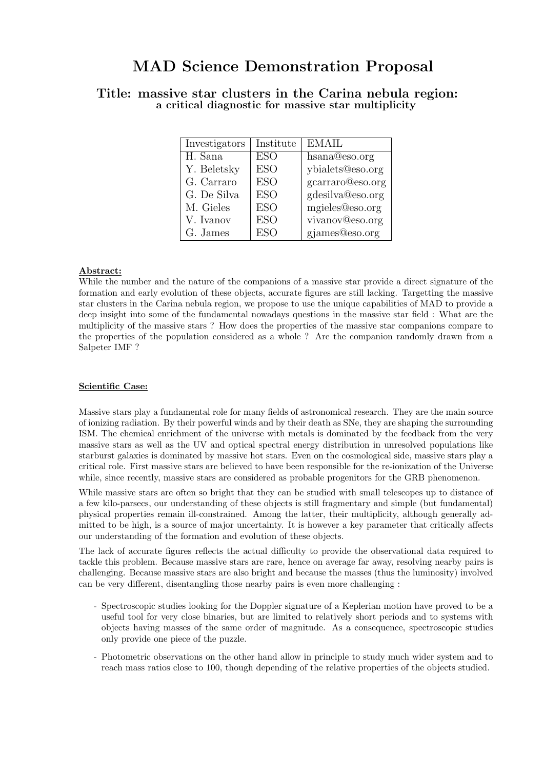# MAD Science Demonstration Proposal

## Title: massive star clusters in the Carina nebula region:
### a critical diagnostic for massive star multiplicity

| Investigators | Institute | EMAIL |
|---|---|---|
| H. Sana | ESO | hsana@eso.org |
| Y. Beletsky | ESO | ybialets@eso.org |
| G. Carraro | ESO | gcarraro@eso.org |
| G. De Silva | ESO | gdesilva@eso.org |
| M. Gieles | ESO | mgieles@eso.org |
| V. Ivanov | ESO | vivanov@eso.org |
| G. James | ESO | gjames@eso.org |

**Abstract:**

While the number and the nature of the companions of a massive star provide a direct signature of the formation and early evolution of these objects, accurate figures are still lacking. Targetting the massive star clusters in the Carina nebula region, we propose to use the unique capabilities of MAD to provide a deep insight into some of the fundamental nowadays questions in the massive star field : What are the multiplicity of the massive stars ? How does the properties of the massive star companions compare to the properties of the population considered as a whole ? Are the companion randomly drawn from a Salpeter IMF ?

**Scientific Case:**

Massive stars play a fundamental role for many fields of astronomical research. They are the main source of ionizing radiation. By their powerful winds and by their death as SNe, they are shaping the surrounding ISM. The chemical enrichment of the universe with metals is dominated by the feedback from the very massive stars as well as the UV and optical spectral energy distribution in unresolved populations like starburst galaxies is dominated by massive hot stars. Even on the cosmological side, massive stars play a critical role. First massive stars are believed to have been responsible for the re-ionization of the Universe while, since recently, massive stars are considered as probable progenitors for the GRB phenomenon.

While massive stars are often so bright that they can be studied with small telescopes up to distance of a few kilo-parsecs, our understanding of these objects is still fragmentary and simple (but fundamental) physical properties remain ill-constrained. Among the latter, their multiplicity, although generally admitted to be high, is a source of major uncertainty. It is however a key parameter that critically affects our understanding of the formation and evolution of these objects.

The lack of accurate figures reflects the actual difficulty to provide the observational data required to tackle this problem. Because massive stars are rare, hence on average far away, resolving nearby pairs is challenging. Because massive stars are also bright and because the masses (thus the luminosity) involved can be very different, disentangling those nearby pairs is even more challenging :

- Spectroscopic studies looking for the Doppler signature of a Keplerian motion have proved to be a useful tool for very close binaries, but are limited to relatively short periods and to systems with objects having masses of the same order of magnitude. As a consequence, spectroscopic studies only provide one piece of the puzzle.
- Photometric observations on the other hand allow in principle to study much wider system and to reach mass ratios close to 100, though depending of the relative properties of the objects studied.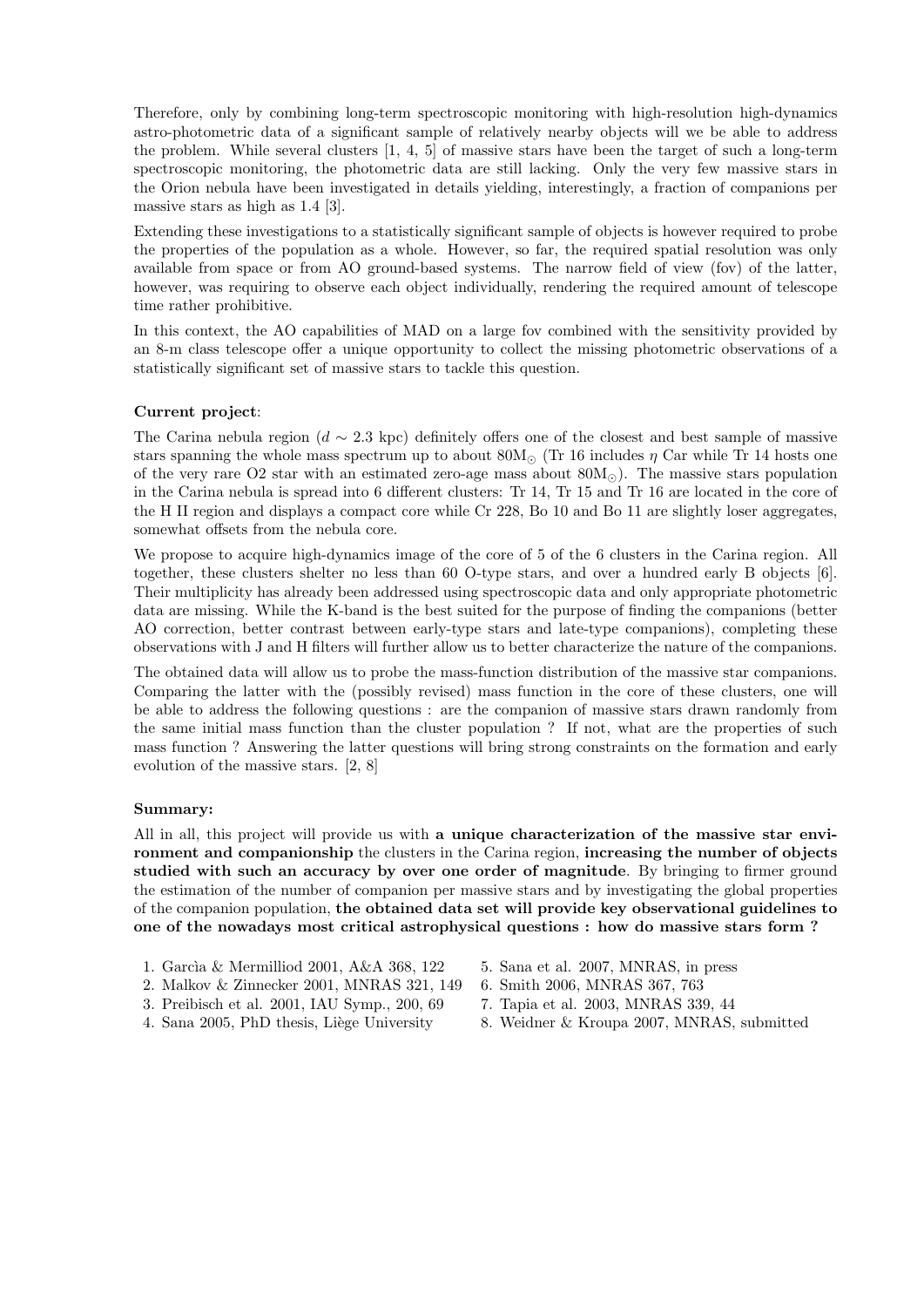Therefore, only by combining long-term spectroscopic monitoring with high-resolution high-dynamics astro-photometric data of a significant sample of relatively nearby objects will we be able to address the problem. While several clusters [1, 4, 5] of massive stars have been the target of such a long-term spectroscopic monitoring, the photometric data are still lacking. Only the very few massive stars in the Orion nebula have been investigated in details yielding, interestingly, a fraction of companions per massive stars as high as 1.4 [3].

Extending these investigations to a statistically significant sample of objects is however required to probe the properties of the population as a whole. However, so far, the required spatial resolution was only available from space or from AO ground-based systems. The narrow field of view (fov) of the latter, however, was requiring to observe each object individually, rendering the required amount of telescope time rather prohibitive.

In this context, the AO capabilities of MAD on a large fov combined with the sensitivity provided by an 8-m class telescope offer a unique opportunity to collect the missing photometric observations of a statistically significant set of massive stars to tackle this question.

**Current project**:

The Carina nebula region ($d \sim 2.3$ kpc) definitely offers one of the closest and best sample of massive stars spanning the whole mass spectrum up to about 80M$_\odot$ (Tr 16 includes $\eta$ Car while Tr 14 hosts one of the very rare O2 star with an estimated zero-age mass about 80M$_\odot$). The massive stars population in the Carina nebula is spread into 6 different clusters: Tr 14, Tr 15 and Tr 16 are located in the core of the H II region and displays a compact core while Cr 228, Bo 10 and Bo 11 are slightly loser aggregates, somewhat offsets from the nebula core.

We propose to acquire high-dynamics image of the core of 5 of the 6 clusters in the Carina region. All together, these clusters shelter no less than 60 O-type stars, and over a hundred early B objects [6]. Their multiplicity has already been addressed using spectroscopic data and only appropriate photometric data are missing. While the K-band is the best suited for the purpose of finding the companions (better AO correction, better contrast between early-type stars and late-type companions), completing these observations with J and H filters will further allow us to better characterize the nature of the companions.

The obtained data will allow us to probe the mass-function distribution of the massive star companions. Comparing the latter with the (possibly revised) mass function in the core of these clusters, one will be able to address the following questions : are the companion of massive stars drawn randomly from the same initial mass function than the cluster population ? If not, what are the properties of such mass function ? Answering the latter questions will bring strong constraints on the formation and early evolution of the massive stars. [2, 8]

**Summary:**

All in all, this project will provide us with **a unique characterization of the massive star environment and companionship** the clusters in the Carina region, **increasing the number of objects studied with such an accuracy by over one order of magnitude**. By bringing to firmer ground the estimation of the number of companion per massive stars and by investigating the global properties of the companion population, **the obtained data set will provide key observational guidelines to one of the nowadays most critical astrophysical questions : how do massive stars form ?**

1. Garcìa & Mermilliod 2001, A&A 368, 122
2. Malkov & Zinnecker 2001, MNRAS 321, 149
3. Preibisch et al. 2001, IAU Symp., 200, 69
4. Sana 2005, PhD thesis, Liège University
5. Sana et al. 2007, MNRAS, in press
6. Smith 2006, MNRAS 367, 763
7. Tapia et al. 2003, MNRAS 339, 44
8. Weidner & Kroupa 2007, MNRAS, submitted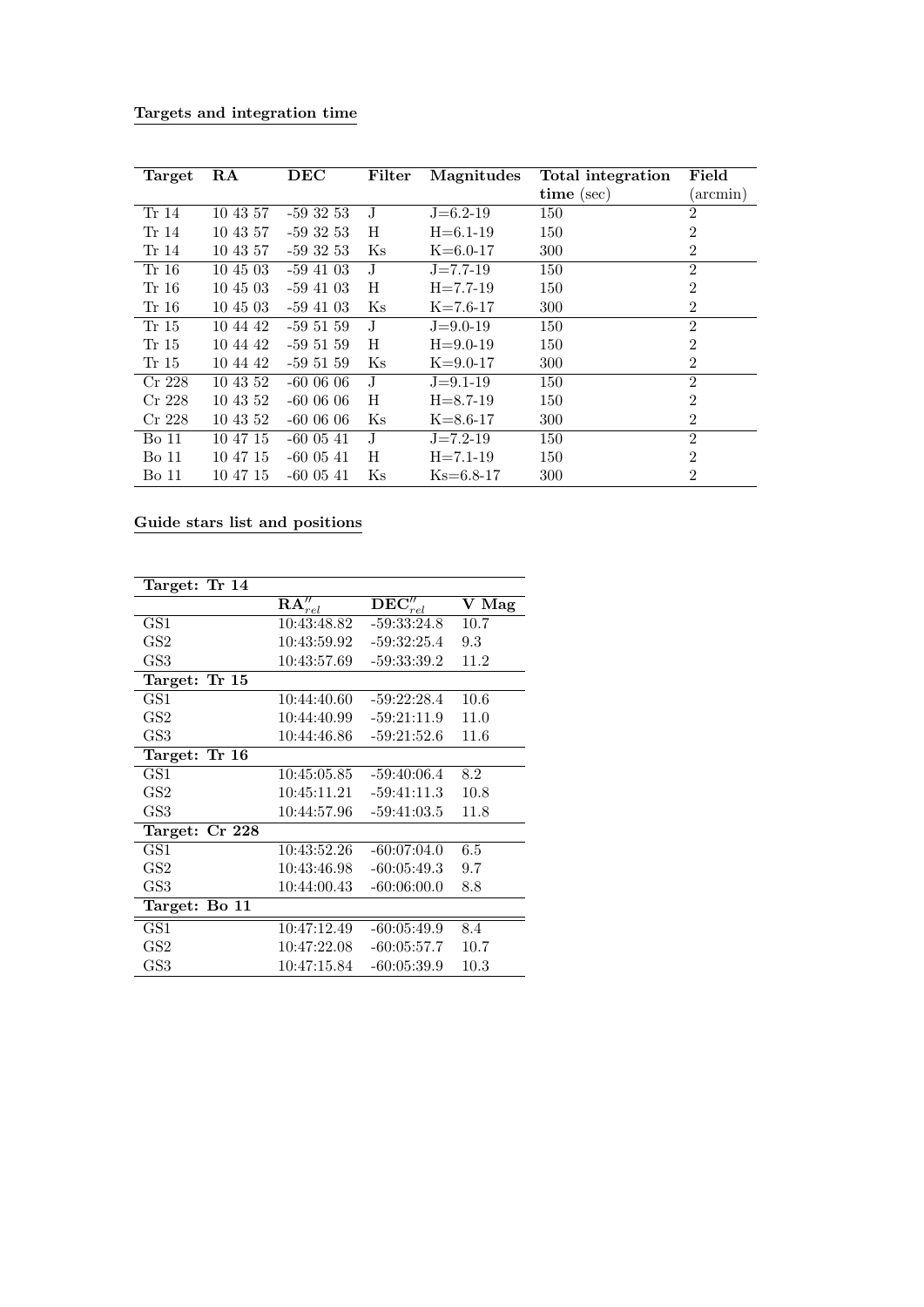**Targets and integration time**

| **Target** | **RA** | **DEC** | **Filter** | **Magnitudes** | **Total integration time** (sec) | **Field** (arcmin) |
|---|---|---|---|---|---|---|
| Tr 14 | 10 43 57 | -59 32 53 | J | J=6.2-19 | 150 | 2 |
| Tr 14 | 10 43 57 | -59 32 53 | H | H=6.1-19 | 150 | 2 |
| Tr 14 | 10 43 57 | -59 32 53 | Ks | K=6.0-17 | 300 | 2 |
| Tr 16 | 10 45 03 | -59 41 03 | J | J=7.7-19 | 150 | 2 |
| Tr 16 | 10 45 03 | -59 41 03 | H | H=7.7-19 | 150 | 2 |
| Tr 16 | 10 45 03 | -59 41 03 | Ks | K=7.6-17 | 300 | 2 |
| Tr 15 | 10 44 42 | -59 51 59 | J | J=9.0-19 | 150 | 2 |
| Tr 15 | 10 44 42 | -59 51 59 | H | H=9.0-19 | 150 | 2 |
| Tr 15 | 10 44 42 | -59 51 59 | Ks | K=9.0-17 | 300 | 2 |
| Cr 228 | 10 43 52 | -60 06 06 | J | J=9.1-19 | 150 | 2 |
| Cr 228 | 10 43 52 | -60 06 06 | H | H=8.7-19 | 150 | 2 |
| Cr 228 | 10 43 52 | -60 06 06 | Ks | K=8.6-17 | 300 | 2 |
| Bo 11 | 10 47 15 | -60 05 41 | J | J=7.2-19 | 150 | 2 |
| Bo 11 | 10 47 15 | -60 05 41 | H | H=7.1-19 | 150 | 2 |
| Bo 11 | 10 47 15 | -60 05 41 | Ks | Ks=6.8-17 | 300 | 2 |

**Guide stars list and positions**

| **Target: Tr 14** | | | |
|---|---|---|---|
| | $\mathbf{RA}''_{rel}$ | $\mathbf{DEC}''_{rel}$ | **V Mag** |
| GS1 | 10:43:48.82 | -59:33:24.8 | 10.7 |
| GS2 | 10:43:59.92 | -59:32:25.4 | 9.3 |
| GS3 | 10:43:57.69 | -59:33:39.2 | 11.2 |
| **Target: Tr 15** | | | |
| GS1 | 10:44:40.60 | -59:22:28.4 | 10.6 |
| GS2 | 10:44:40.99 | -59:21:11.9 | 11.0 |
| GS3 | 10:44:46.86 | -59:21:52.6 | 11.6 |
| **Target: Tr 16** | | | |
| GS1 | 10:45:05.85 | -59:40:06.4 | 8.2 |
| GS2 | 10:45:11.21 | -59:41:11.3 | 10.8 |
| GS3 | 10:44:57.96 | -59:41:03.5 | 11.8 |
| **Target: Cr 228** | | | |
| GS1 | 10:43:52.26 | -60:07:04.0 | 6.5 |
| GS2 | 10:43:46.98 | -60:05:49.3 | 9.7 |
| GS3 | 10:44:00.43 | -60:06:00.0 | 8.8 |
| **Target: Bo 11** | | | |
| GS1 | 10:47:12.49 | -60:05:49.9 | 8.4 |
| GS2 | 10:47:22.08 | -60:05:57.7 | 10.7 |
| GS3 | 10:47:15.84 | -60:05:39.9 | 10.3 |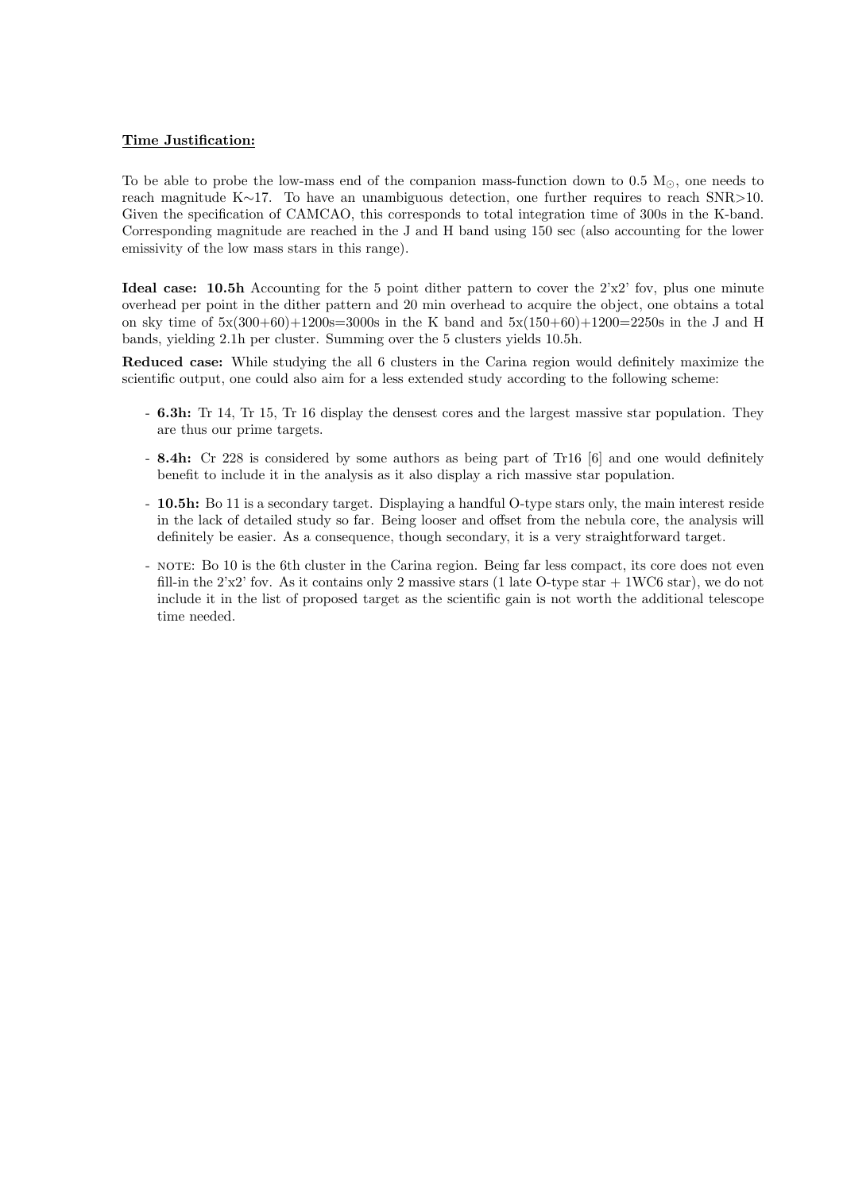**Time Justification:**

To be able to probe the low-mass end of the companion mass-function down to 0.5 $M_{\odot}$, one needs to reach magnitude K$\sim$17. To have an unambiguous detection, one further requires to reach SNR>10. Given the specification of CAMCAO, this corresponds to total integration time of 300s in the K-band. Corresponding magnitude are reached in the J and H band using 150 sec (also accounting for the lower emissivity of the low mass stars in this range).

**Ideal case: 10.5h** Accounting for the 5 point dither pattern to cover the 2'x2' fov, plus one minute overhead per point in the dither pattern and 20 min overhead to acquire the object, one obtains a total on sky time of 5x(300+60)+1200s=3000s in the K band and 5x(150+60)+1200=2250s in the J and H bands, yielding 2.1h per cluster. Summing over the 5 clusters yields 10.5h.

**Reduced case:** While studying the all 6 clusters in the Carina region would definitely maximize the scientific output, one could also aim for a less extended study according to the following scheme:

- **6.3h:** Tr 14, Tr 15, Tr 16 display the densest cores and the largest massive star population. They are thus our prime targets.
- **8.4h:** Cr 228 is considered by some authors as being part of Tr16 [6] and one would definitely benefit to include it in the analysis as it also display a rich massive star population.
- **10.5h:** Bo 11 is a secondary target. Displaying a handful O-type stars only, the main interest reside in the lack of detailed study so far. Being looser and offset from the nebula core, the analysis will definitely be easier. As a consequence, though secondary, it is a very straightforward target.
- NOTE: Bo 10 is the 6th cluster in the Carina region. Being far less compact, its core does not even fill-in the 2'x2' fov. As it contains only 2 massive stars (1 late O-type star + 1WC6 star), we do not include it in the list of proposed target as the scientific gain is not worth the additional telescope time needed.